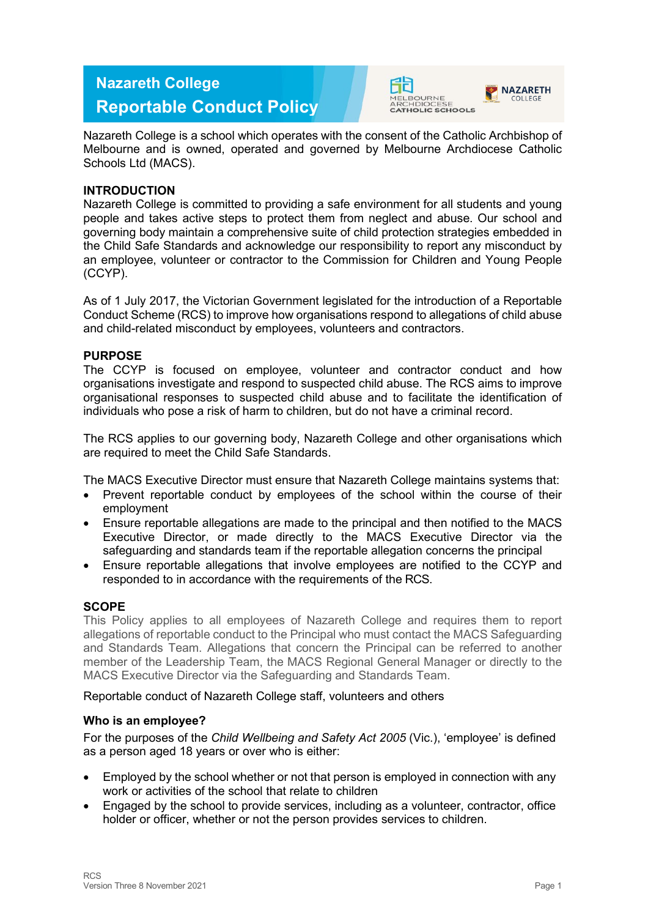# Nazareth College
# Reportable Conduct Policy

Nazareth College is a school which operates with the consent of the Catholic Archbishop of Melbourne and is owned, operated and governed by Melbourne Archdiocese Catholic Schools Ltd (MACS).

**INTRODUCTION**

Nazareth College is committed to providing a safe environment for all students and young people and takes active steps to protect them from neglect and abuse. Our school and governing body maintain a comprehensive suite of child protection strategies embedded in the Child Safe Standards and acknowledge our responsibility to report any misconduct by an employee, volunteer or contractor to the Commission for Children and Young People (CCYP).

As of 1 July 2017, the Victorian Government legislated for the introduction of a Reportable Conduct Scheme (RCS) to improve how organisations respond to allegations of child abuse and child-related misconduct by employees, volunteers and contractors.

**PURPOSE**

The CCYP is focused on employee, volunteer and contractor conduct and how organisations investigate and respond to suspected child abuse. The RCS aims to improve organisational responses to suspected child abuse and to facilitate the identification of individuals who pose a risk of harm to children, but do not have a criminal record.

The RCS applies to our governing body, Nazareth College and other organisations which are required to meet the Child Safe Standards.

The MACS Executive Director must ensure that Nazareth College maintains systems that:

- Prevent reportable conduct by employees of the school within the course of their employment
- Ensure reportable allegations are made to the principal and then notified to the MACS Executive Director, or made directly to the MACS Executive Director via the safeguarding and standards team if the reportable allegation concerns the principal
- Ensure reportable allegations that involve employees are notified to the CCYP and responded to in accordance with the requirements of the RCS.

**SCOPE**

This Policy applies to all employees of Nazareth College and requires them to report allegations of reportable conduct to the Principal who must contact the MACS Safeguarding and Standards Team. Allegations that concern the Principal can be referred to another member of the Leadership Team, the MACS Regional General Manager or directly to the MACS Executive Director via the Safeguarding and Standards Team.

Reportable conduct of Nazareth College staff, volunteers and others

**Who is an employee?**

For the purposes of the *Child Wellbeing and Safety Act 2005* (Vic.), 'employee' is defined as a person aged 18 years or over who is either:

- Employed by the school whether or not that person is employed in connection with any work or activities of the school that relate to children
- Engaged by the school to provide services, including as a volunteer, contractor, office holder or officer, whether or not the person provides services to children.

RCS
Version Three 8 November 2021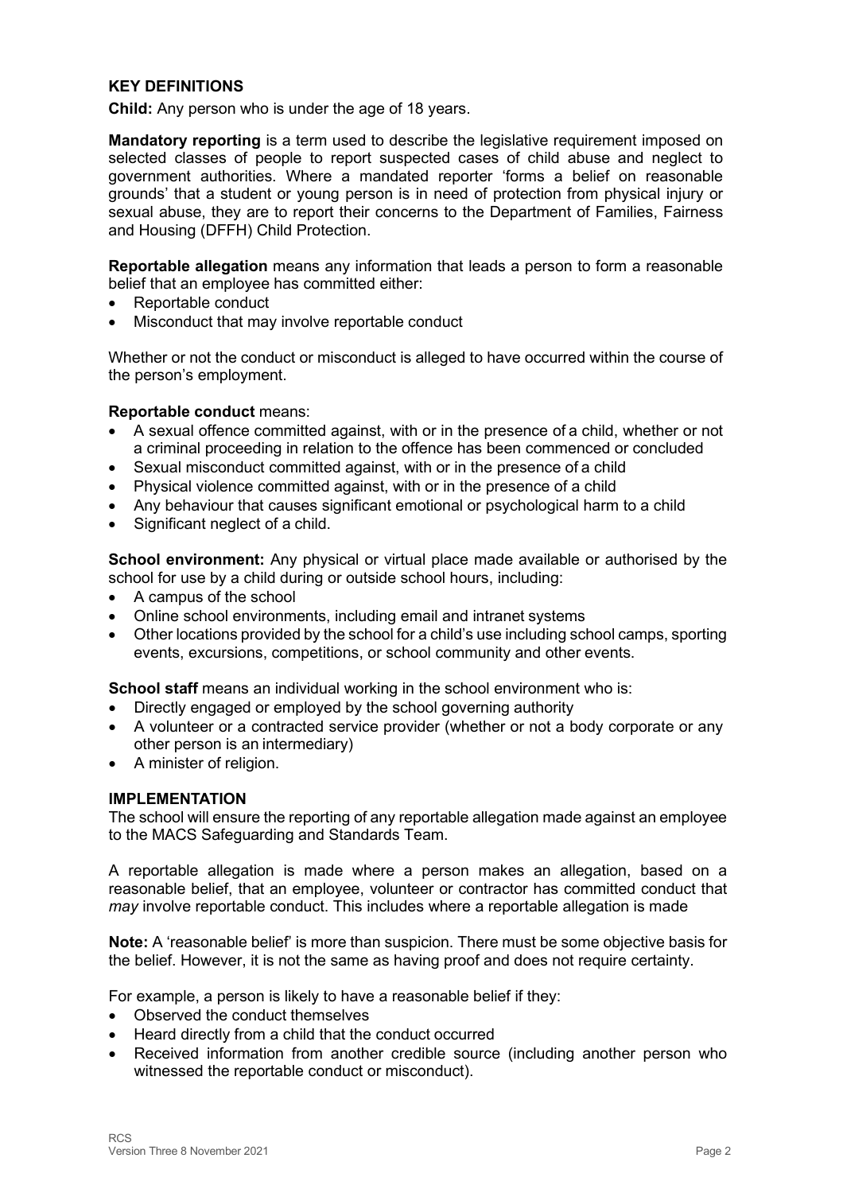## KEY DEFINITIONS

**Child:** Any person who is under the age of 18 years.

**Mandatory reporting** is a term used to describe the legislative requirement imposed on selected classes of people to report suspected cases of child abuse and neglect to government authorities. Where a mandated reporter 'forms a belief on reasonable grounds' that a student or young person is in need of protection from physical injury or sexual abuse, they are to report their concerns to the Department of Families, Fairness and Housing (DFFH) Child Protection.

**Reportable allegation** means any information that leads a person to form a reasonable belief that an employee has committed either:

- Reportable conduct
- Misconduct that may involve reportable conduct

Whether or not the conduct or misconduct is alleged to have occurred within the course of the person's employment.

**Reportable conduct** means:

- A sexual offence committed against, with or in the presence of a child, whether or not a criminal proceeding in relation to the offence has been commenced or concluded
- Sexual misconduct committed against, with or in the presence of a child
- Physical violence committed against, with or in the presence of a child
- Any behaviour that causes significant emotional or psychological harm to a child
- Significant neglect of a child.

**School environment:** Any physical or virtual place made available or authorised by the school for use by a child during or outside school hours, including:

- A campus of the school
- Online school environments, including email and intranet systems
- Other locations provided by the school for a child's use including school camps, sporting events, excursions, competitions, or school community and other events.

**School staff** means an individual working in the school environment who is:

- Directly engaged or employed by the school governing authority
- A volunteer or a contracted service provider (whether or not a body corporate or any other person is an intermediary)
- A minister of religion.

## IMPLEMENTATION

The school will ensure the reporting of any reportable allegation made against an employee to the MACS Safeguarding and Standards Team.

A reportable allegation is made where a person makes an allegation, based on a reasonable belief, that an employee, volunteer or contractor has committed conduct that *may* involve reportable conduct. This includes where a reportable allegation is made

**Note:** A 'reasonable belief' is more than suspicion. There must be some objective basis for the belief. However, it is not the same as having proof and does not require certainty.

For example, a person is likely to have a reasonable belief if they:

- Observed the conduct themselves
- Heard directly from a child that the conduct occurred
- Received information from another credible source (including another person who witnessed the reportable conduct or misconduct).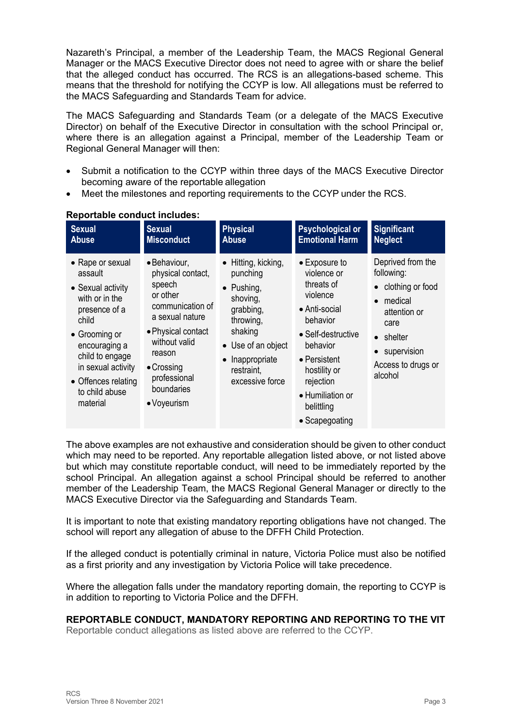Nazareth's Principal, a member of the Leadership Team, the MACS Regional General Manager or the MACS Executive Director does not need to agree with or share the belief that the alleged conduct has occurred. The RCS is an allegations-based scheme. This means that the threshold for notifying the CCYP is low. All allegations must be referred to the MACS Safeguarding and Standards Team for advice.

The MACS Safeguarding and Standards Team (or a delegate of the MACS Executive Director) on behalf of the Executive Director in consultation with the school Principal or, where there is an allegation against a Principal, member of the Leadership Team or Regional General Manager will then:

- Submit a notification to the CCYP within three days of the MACS Executive Director becoming aware of the reportable allegation
- Meet the milestones and reporting requirements to the CCYP under the RCS.

**Reportable conduct includes:**

| Sexual Abuse | Sexual Misconduct | Physical Abuse | Psychological or Emotional Harm | Significant Neglect |
| --- | --- | --- | --- | --- |
| • Rape or sexual assault<br>• Sexual activity with or in the presence of a child<br>• Grooming or encouraging a child to engage in sexual activity<br>• Offences relating to child abuse material | • Behaviour, physical contact, speech or other communication of a sexual nature<br>• Physical contact without valid reason<br>• Crossing professional boundaries<br>• Voyeurism | • Hitting, kicking, punching<br>• Pushing, shoving, grabbing, throwing, shaking<br>• Use of an object<br>• Inappropriate restraint, excessive force | • Exposure to violence or threats of violence<br>• Anti-social behavior<br>• Self-destructive behavior<br>• Persistent hostility or rejection<br>• Humiliation or belittling<br>• Scapegoating | Deprived from the following:<br>• clothing or food<br>• medical attention or care<br>• shelter<br>• supervision<br>Access to drugs or alcohol |

The above examples are not exhaustive and consideration should be given to other conduct which may need to be reported. Any reportable allegation listed above, or not listed above but which may constitute reportable conduct, will need to be immediately reported by the school Principal. An allegation against a school Principal should be referred to another member of the Leadership Team, the MACS Regional General Manager or directly to the MACS Executive Director via the Safeguarding and Standards Team.

It is important to note that existing mandatory reporting obligations have not changed. The school will report any allegation of abuse to the DFFH Child Protection.

If the alleged conduct is potentially criminal in nature, Victoria Police must also be notified as a first priority and any investigation by Victoria Police will take precedence.

Where the allegation falls under the mandatory reporting domain, the reporting to CCYP is in addition to reporting to Victoria Police and the DFFH.

**REPORTABLE CONDUCT, MANDATORY REPORTING AND REPORTING TO THE VIT**

Reportable conduct allegations as listed above are referred to the CCYP.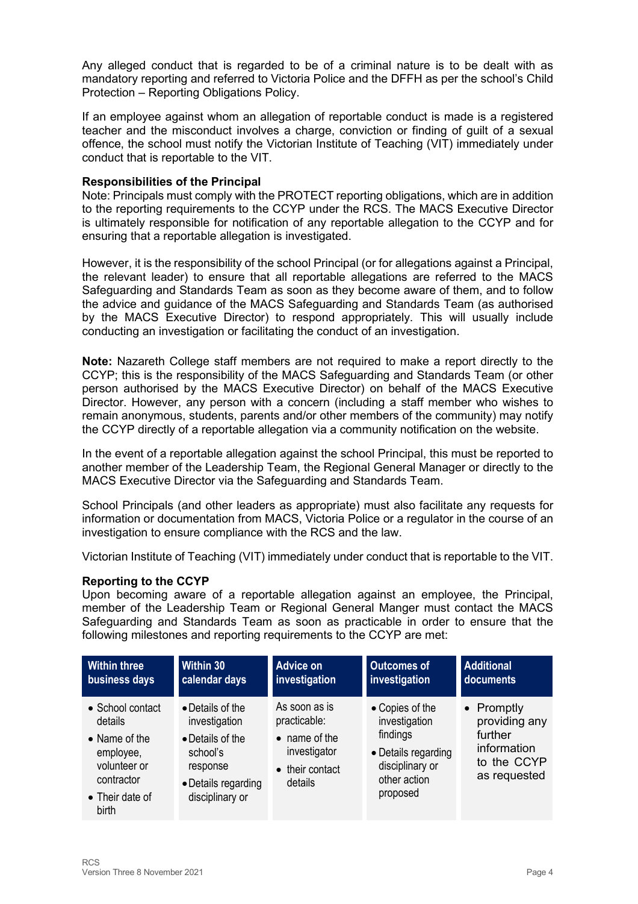Any alleged conduct that is regarded to be of a criminal nature is to be dealt with as mandatory reporting and referred to Victoria Police and the DFFH as per the school's Child Protection – Reporting Obligations Policy.

If an employee against whom an allegation of reportable conduct is made is a registered teacher and the misconduct involves a charge, conviction or finding of guilt of a sexual offence, the school must notify the Victorian Institute of Teaching (VIT) immediately under conduct that is reportable to the VIT.

**Responsibilities of the Principal**

Note: Principals must comply with the PROTECT reporting obligations, which are in addition to the reporting requirements to the CCYP under the RCS. The MACS Executive Director is ultimately responsible for notification of any reportable allegation to the CCYP and for ensuring that a reportable allegation is investigated.

However, it is the responsibility of the school Principal (or for allegations against a Principal, the relevant leader) to ensure that all reportable allegations are referred to the MACS Safeguarding and Standards Team as soon as they become aware of them, and to follow the advice and guidance of the MACS Safeguarding and Standards Team (as authorised by the MACS Executive Director) to respond appropriately. This will usually include conducting an investigation or facilitating the conduct of an investigation.

**Note:** Nazareth College staff members are not required to make a report directly to the CCYP; this is the responsibility of the MACS Safeguarding and Standards Team (or other person authorised by the MACS Executive Director) on behalf of the MACS Executive Director. However, any person with a concern (including a staff member who wishes to remain anonymous, students, parents and/or other members of the community) may notify the CCYP directly of a reportable allegation via a community notification on the website.

In the event of a reportable allegation against the school Principal, this must be reported to another member of the Leadership Team, the Regional General Manager or directly to the MACS Executive Director via the Safeguarding and Standards Team.

School Principals (and other leaders as appropriate) must also facilitate any requests for information or documentation from MACS, Victoria Police or a regulator in the course of an investigation to ensure compliance with the RCS and the law.

Victorian Institute of Teaching (VIT) immediately under conduct that is reportable to the VIT.

**Reporting to the CCYP**

Upon becoming aware of a reportable allegation against an employee, the Principal, member of the Leadership Team or Regional General Manger must contact the MACS Safeguarding and Standards Team as soon as practicable in order to ensure that the following milestones and reporting requirements to the CCYP are met:

| Within three business days | Within 30 calendar days | Advice on investigation | Outcomes of investigation | Additional documents |
| --- | --- | --- | --- | --- |
| • School contact details<br>• Name of the employee, volunteer or contractor<br>• Their date of birth | • Details of the investigation<br>• Details of the school's response<br>• Details regarding disciplinary or | As soon as is practicable:<br>• name of the investigator<br>• their contact details | • Copies of the investigation findings<br>• Details regarding disciplinary or other action proposed | • Promptly providing any further information to the CCYP as requested |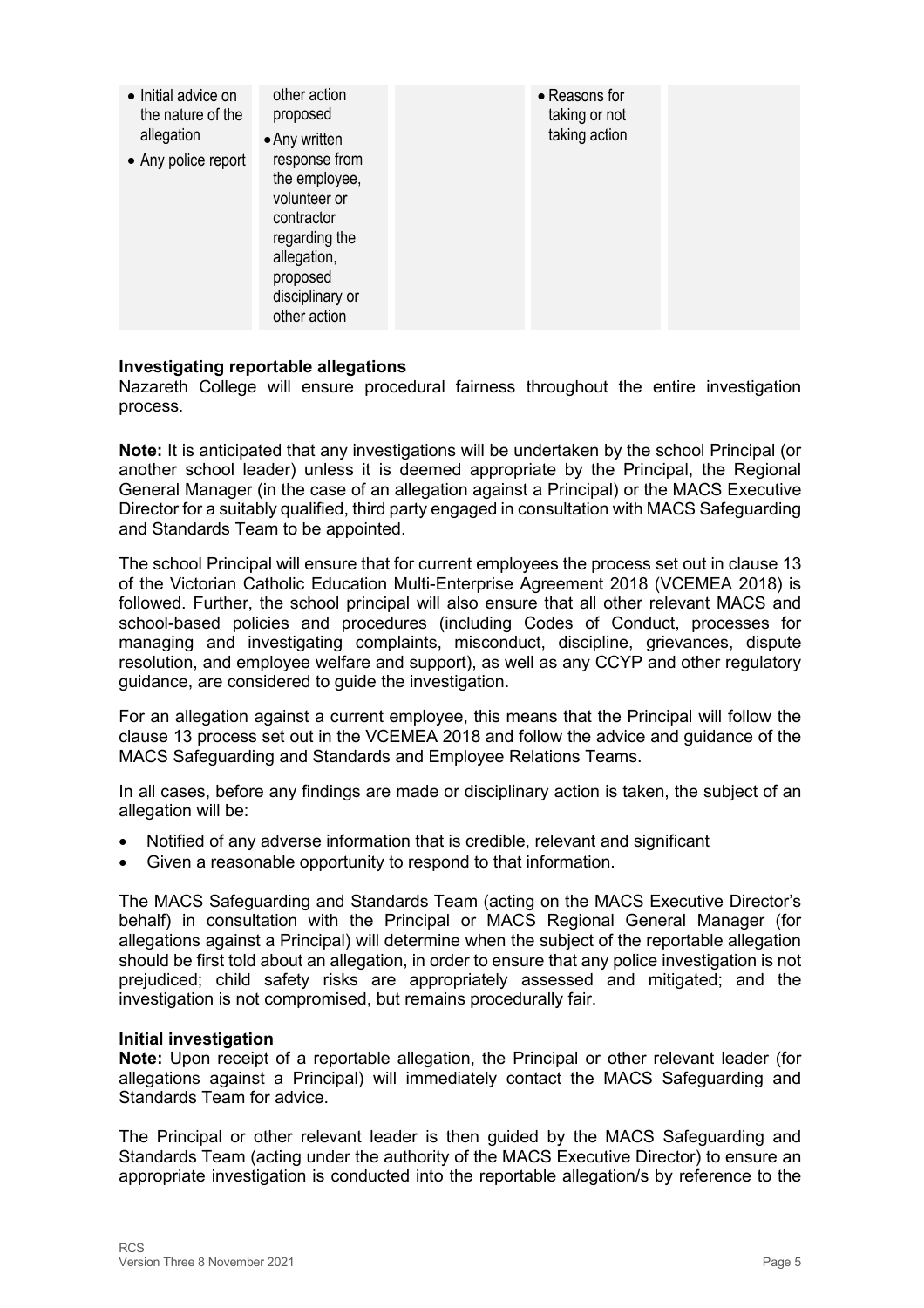| | | | | |
|---|---|---|---|---|
| • Initial advice on the nature of the allegation<br>• Any police report | other action proposed<br>• Any written response from the employee, volunteer or contractor regarding the allegation, proposed disciplinary or other action | | • Reasons for taking or not taking action | |

**Investigating reportable allegations**
Nazareth College will ensure procedural fairness throughout the entire investigation process.

**Note:** It is anticipated that any investigations will be undertaken by the school Principal (or another school leader) unless it is deemed appropriate by the Principal, the Regional General Manager (in the case of an allegation against a Principal) or the MACS Executive Director for a suitably qualified, third party engaged in consultation with MACS Safeguarding and Standards Team to be appointed.

The school Principal will ensure that for current employees the process set out in clause 13 of the Victorian Catholic Education Multi-Enterprise Agreement 2018 (VCEMEA 2018) is followed. Further, the school principal will also ensure that all other relevant MACS and school-based policies and procedures (including Codes of Conduct, processes for managing and investigating complaints, misconduct, discipline, grievances, dispute resolution, and employee welfare and support), as well as any CCYP and other regulatory guidance, are considered to guide the investigation.

For an allegation against a current employee, this means that the Principal will follow the clause 13 process set out in the VCEMEA 2018 and follow the advice and guidance of the MACS Safeguarding and Standards and Employee Relations Teams.

In all cases, before any findings are made or disciplinary action is taken, the subject of an allegation will be:

- Notified of any adverse information that is credible, relevant and significant
- Given a reasonable opportunity to respond to that information.

The MACS Safeguarding and Standards Team (acting on the MACS Executive Director's behalf) in consultation with the Principal or MACS Regional General Manager (for allegations against a Principal) will determine when the subject of the reportable allegation should be first told about an allegation, in order to ensure that any police investigation is not prejudiced; child safety risks are appropriately assessed and mitigated; and the investigation is not compromised, but remains procedurally fair.

**Initial investigation**
**Note:** Upon receipt of a reportable allegation, the Principal or other relevant leader (for allegations against a Principal) will immediately contact the MACS Safeguarding and Standards Team for advice.

The Principal or other relevant leader is then guided by the MACS Safeguarding and Standards Team (acting under the authority of the MACS Executive Director) to ensure an appropriate investigation is conducted into the reportable allegation/s by reference to the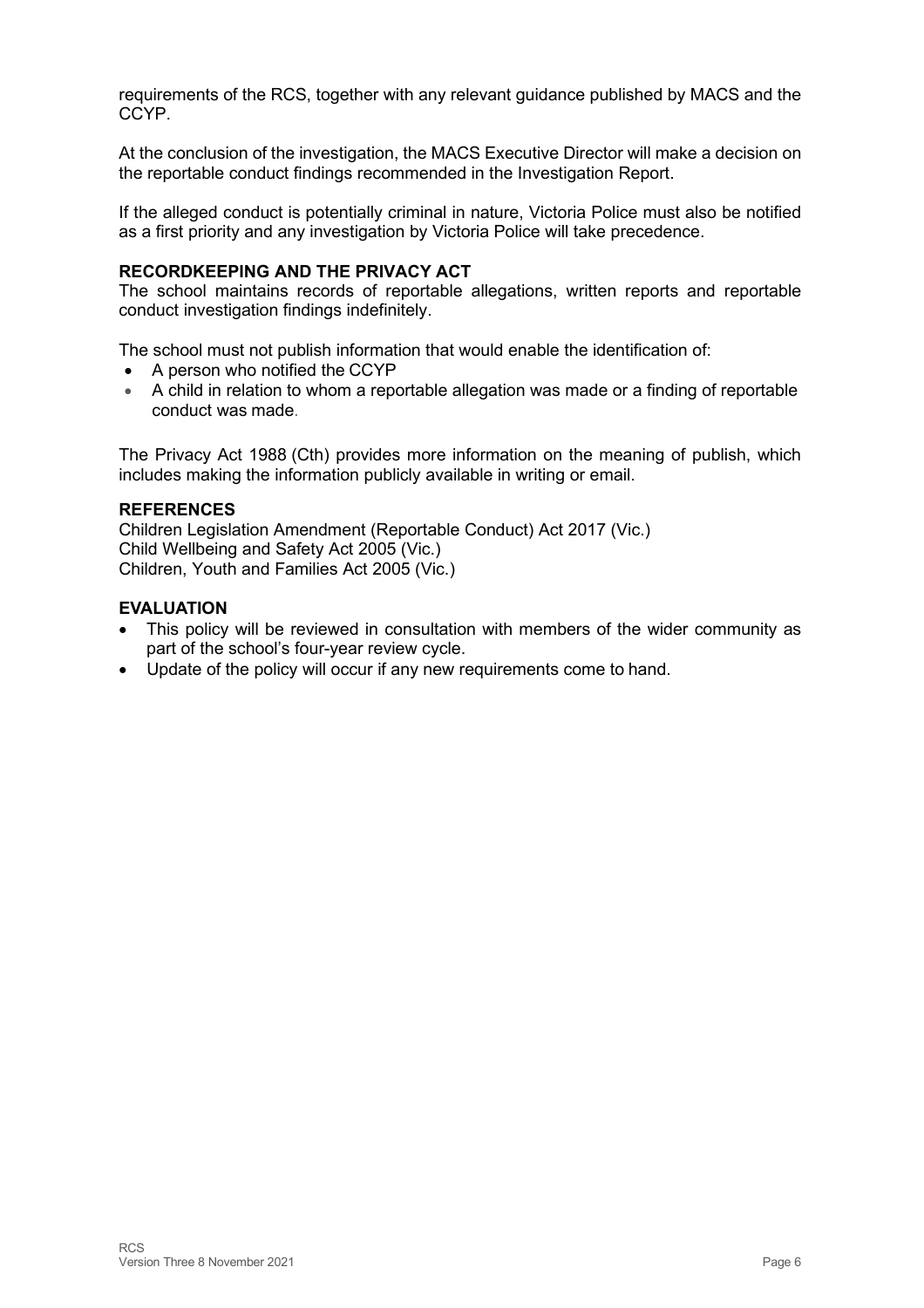requirements of the RCS, together with any relevant guidance published by MACS and the CCYP.

At the conclusion of the investigation, the MACS Executive Director will make a decision on the reportable conduct findings recommended in the Investigation Report.

If the alleged conduct is potentially criminal in nature, Victoria Police must also be notified as a first priority and any investigation by Victoria Police will take precedence.

## RECORDKEEPING AND THE PRIVACY ACT

The school maintains records of reportable allegations, written reports and reportable conduct investigation findings indefinitely.

The school must not publish information that would enable the identification of:

- A person who notified the CCYP
- A child in relation to whom a reportable allegation was made or a finding of reportable conduct was made.

The Privacy Act 1988 (Cth) provides more information on the meaning of publish, which includes making the information publicly available in writing or email.

## REFERENCES

Children Legislation Amendment (Reportable Conduct) Act 2017 (Vic.)
Child Wellbeing and Safety Act 2005 (Vic.)
Children, Youth and Families Act 2005 (Vic.)

## EVALUATION

- This policy will be reviewed in consultation with members of the wider community as part of the school's four-year review cycle.
- Update of the policy will occur if any new requirements come to hand.